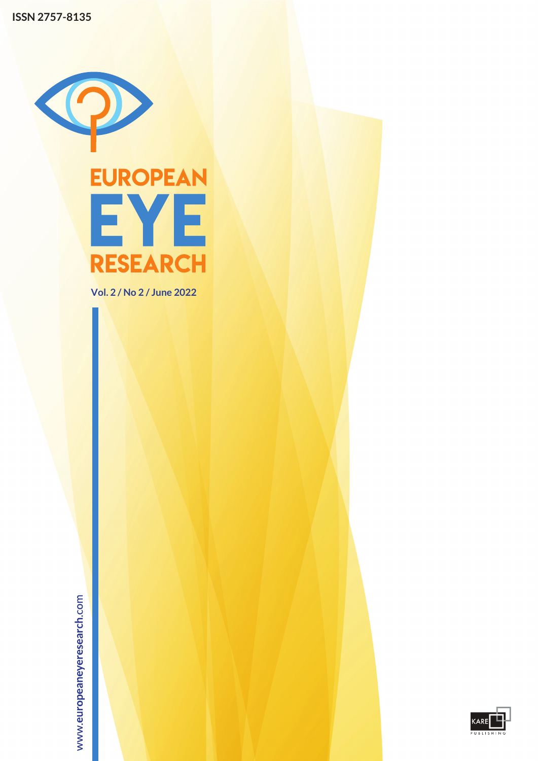ISSN 2757-8135

# EUROPEAN EYE RESEARCH

Vol. 2 / No 2 / June 2022

www.europeaneyeresearch.com

KARE PUBLISHING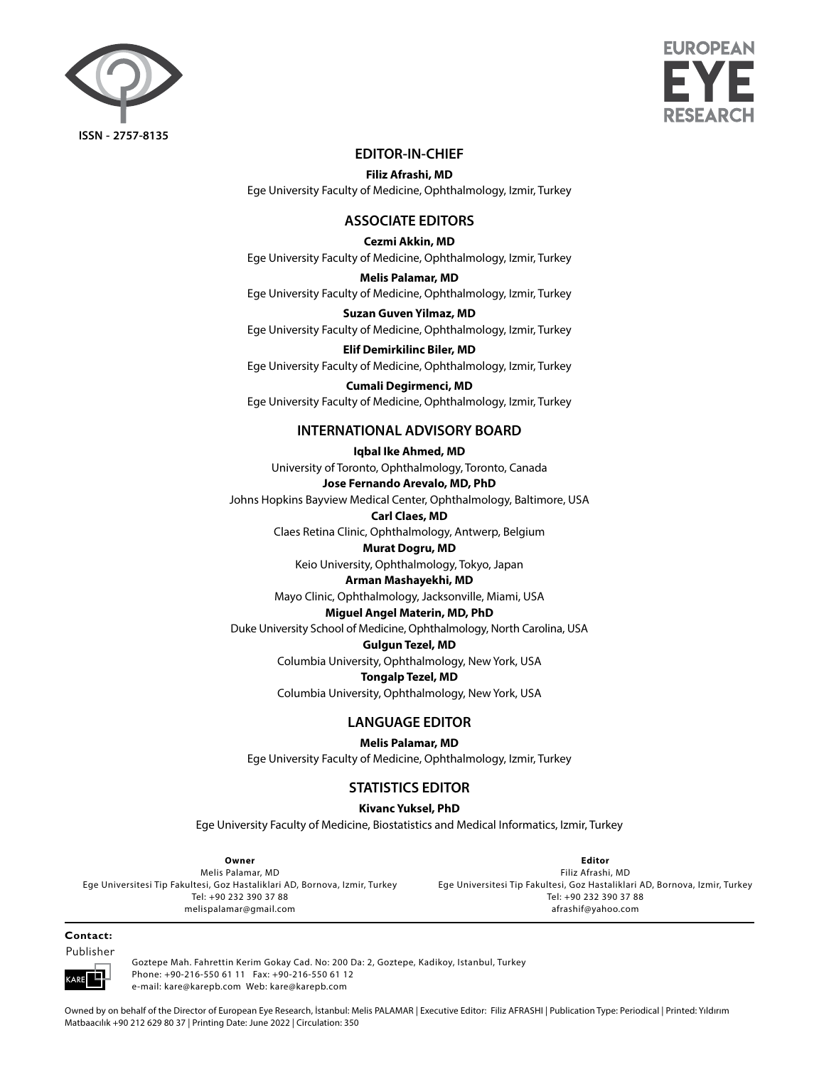ISSN - 2757-8135

EUROPEAN EYE RESEARCH

## EDITOR-IN-CHIEF

**Filiz Afrashi, MD**
Ege University Faculty of Medicine, Ophthalmology, Izmir, Turkey

## ASSOCIATE EDITORS

**Cezmi Akkin, MD**
Ege University Faculty of Medicine, Ophthalmology, Izmir, Turkey

**Melis Palamar, MD**
Ege University Faculty of Medicine, Ophthalmology, Izmir, Turkey

**Suzan Guven Yilmaz, MD**
Ege University Faculty of Medicine, Ophthalmology, Izmir, Turkey

**Elif Demirkilinc Biler, MD**
Ege University Faculty of Medicine, Ophthalmology, Izmir, Turkey

**Cumali Degirmenci, MD**
Ege University Faculty of Medicine, Ophthalmology, Izmir, Turkey

## INTERNATIONAL ADVISORY BOARD

**Iqbal Ike Ahmed, MD**
University of Toronto, Ophthalmology, Toronto, Canada

**Jose Fernando Arevalo, MD, PhD**
Johns Hopkins Bayview Medical Center, Ophthalmology, Baltimore, USA

**Carl Claes, MD**
Claes Retina Clinic, Ophthalmology, Antwerp, Belgium

**Murat Dogru, MD**
Keio University, Ophthalmology, Tokyo, Japan

**Arman Mashayekhi, MD**
Mayo Clinic, Ophthalmology, Jacksonville, Miami, USA

**Miguel Angel Materin, MD, PhD**
Duke University School of Medicine, Ophthalmology, North Carolina, USA

**Gulgun Tezel, MD**
Columbia University, Ophthalmology, New York, USA

**Tongalp Tezel, MD**
Columbia University, Ophthalmology, New York, USA

## LANGUAGE EDITOR

**Melis Palamar, MD**
Ege University Faculty of Medicine, Ophthalmology, Izmir, Turkey

## STATISTICS EDITOR

**Kivanc Yuksel, PhD**
Ege University Faculty of Medicine, Biostatistics and Medical Informatics, Izmir, Turkey

**Owner**
Melis Palamar, MD
Ege Universitesi Tip Fakultesi, Goz Hastaliklari AD, Bornova, Izmir, Turkey
Tel: +90 232 390 37 88
melispalamar@gmail.com

**Editor**
Filiz Afrashi, MD
Ege Universitesi Tip Fakultesi, Goz Hastaliklari AD, Bornova, Izmir, Turkey
Tel: +90 232 390 37 88
afrashif@yahoo.com

**Contact:**

Publisher

KARE

Goztepe Mah. Fahrettin Kerim Gokay Cad. No: 200 Da: 2, Goztepe, Kadikoy, Istanbul, Turkey
Phone: +90-216-550 61 11 Fax: +90-216-550 61 12
e-mail: kare@karepb.com Web: kare@karepb.com

Owned by on behalf of the Director of European Eye Research, İstanbul: Melis PALAMAR | Executive Editor: Filiz AFRASHI | Publication Type: Periodical | Printed: Yıldırım Matbaacılık +90 212 629 80 37 | Printing Date: June 2022 | Circulation: 350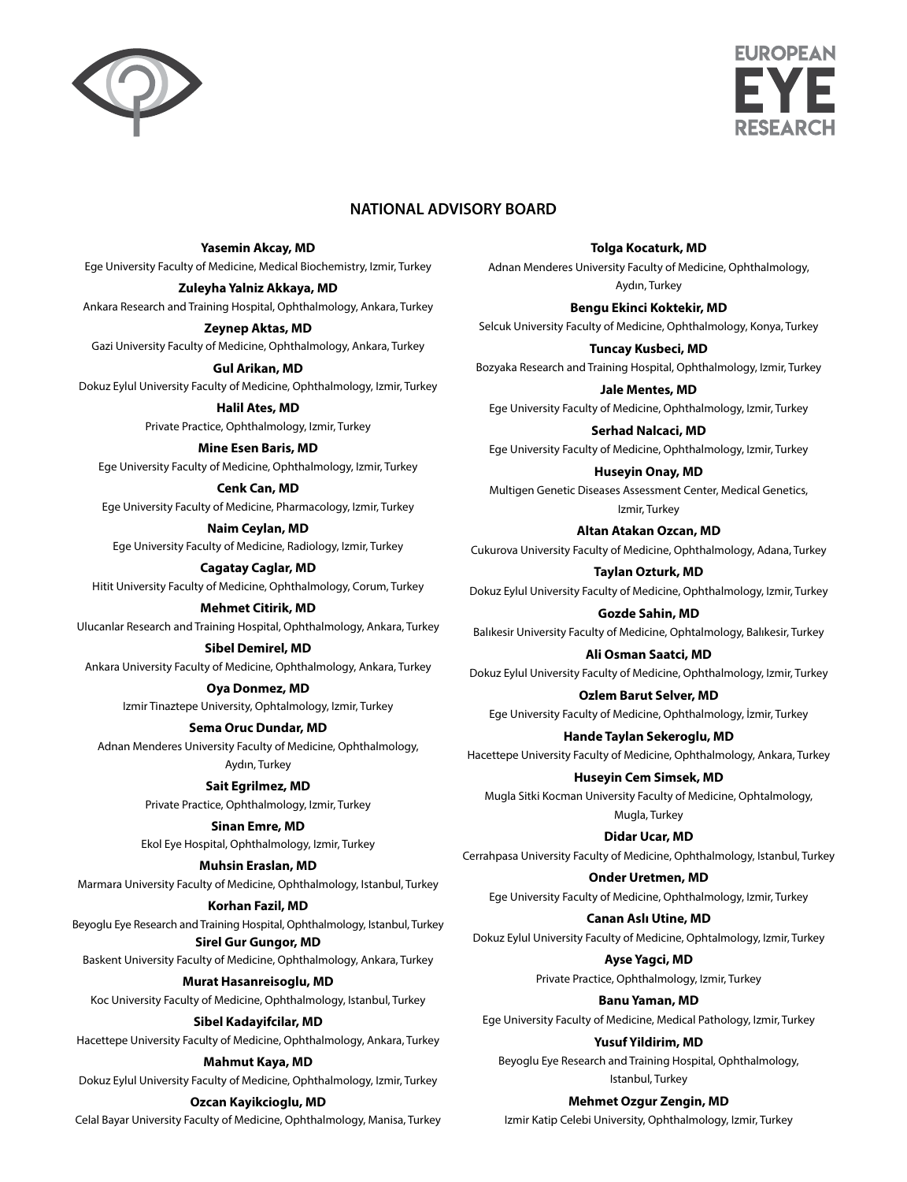## NATIONAL ADVISORY BOARD

**Yasemin Akcay, MD**
Ege University Faculty of Medicine, Medical Biochemistry, Izmir, Turkey

**Zuleyha Yalniz Akkaya, MD**
Ankara Research and Training Hospital, Ophthalmology, Ankara, Turkey

**Zeynep Aktas, MD**
Gazi University Faculty of Medicine, Ophthalmology, Ankara, Turkey

**Gul Arikan, MD**
Dokuz Eylul University Faculty of Medicine, Ophthalmology, Izmir, Turkey

**Halil Ates, MD**
Private Practice, Ophthalmology, Izmir, Turkey

**Mine Esen Baris, MD**
Ege University Faculty of Medicine, Ophthalmology, Izmir, Turkey

**Cenk Can, MD**
Ege University Faculty of Medicine, Pharmacology, Izmir, Turkey

**Naim Ceylan, MD**
Ege University Faculty of Medicine, Radiology, Izmir, Turkey

**Cagatay Caglar, MD**
Hitit University Faculty of Medicine, Ophthalmology, Corum, Turkey

**Mehmet Citirik, MD**
Ulucanlar Research and Training Hospital, Ophthalmology, Ankara, Turkey

**Sibel Demirel, MD**
Ankara University Faculty of Medicine, Ophthalmology, Ankara, Turkey

**Oya Donmez, MD**
Izmir Tinaztepe University, Ophtalmology, Izmir, Turkey

**Sema Oruc Dundar, MD**
Adnan Menderes University Faculty of Medicine, Ophthalmology, Aydın, Turkey

**Sait Egrilmez, MD**
Private Practice, Ophthalmology, Izmir, Turkey

**Sinan Emre, MD**
Ekol Eye Hospital, Ophthalmology, Izmir, Turkey

**Muhsin Eraslan, MD**
Marmara University Faculty of Medicine, Ophthalmology, Istanbul, Turkey

**Korhan Fazil, MD**
Beyoglu Eye Research and Training Hospital, Ophthalmology, Istanbul, Turkey

**Sirel Gur Gungor, MD**
Baskent University Faculty of Medicine, Ophthalmology, Ankara, Turkey

**Murat Hasanreisoglu, MD**
Koc University Faculty of Medicine, Ophthalmology, Istanbul, Turkey

**Sibel Kadayifcilar, MD**
Hacettepe University Faculty of Medicine, Ophthalmology, Ankara, Turkey

**Mahmut Kaya, MD**
Dokuz Eylul University Faculty of Medicine, Ophthalmology, Izmir, Turkey

**Ozcan Kayikcioglu, MD**
Celal Bayar University Faculty of Medicine, Ophthalmology, Manisa, Turkey

**Tolga Kocaturk, MD**
Adnan Menderes University Faculty of Medicine, Ophthalmology, Aydın, Turkey

**Bengu Ekinci Koktekir, MD**
Selcuk University Faculty of Medicine, Ophthalmology, Konya, Turkey

**Tuncay Kusbeci, MD**
Bozyaka Research and Training Hospital, Ophthalmology, Izmir, Turkey

**Jale Mentes, MD**
Ege University Faculty of Medicine, Ophthalmology, Izmir, Turkey

**Serhad Nalcaci, MD**
Ege University Faculty of Medicine, Ophthalmology, Izmir, Turkey

**Huseyin Onay, MD**
Multigen Genetic Diseases Assessment Center, Medical Genetics, Izmir, Turkey

**Altan Atakan Ozcan, MD**
Cukurova University Faculty of Medicine, Ophthalmology, Adana, Turkey

**Taylan Ozturk, MD**
Dokuz Eylul University Faculty of Medicine, Ophthalmology, Izmir, Turkey

**Gozde Sahin, MD**
Balıkesir University Faculty of Medicine, Ophtalmology, Balıkesir, Turkey

**Ali Osman Saatci, MD**
Dokuz Eylul University Faculty of Medicine, Ophthalmology, Izmir, Turkey

**Ozlem Barut Selver, MD**
Ege University Faculty of Medicine, Ophthalmology, İzmir, Turkey

**Hande Taylan Sekeroglu, MD**
Hacettepe University Faculty of Medicine, Ophthalmology, Ankara, Turkey

**Huseyin Cem Simsek, MD**
Mugla Sitki Kocman University Faculty of Medicine, Ophtalmology, Mugla, Turkey

**Didar Ucar, MD**
Cerrahpasa University Faculty of Medicine, Ophthalmology, Istanbul, Turkey

**Onder Uretmen, MD**
Ege University Faculty of Medicine, Ophthalmology, Izmir, Turkey

**Canan Aslı Utine, MD**
Dokuz Eylul University Faculty of Medicine, Ophtalmology, Izmir, Turkey

**Ayse Yagci, MD**
Private Practice, Ophthalmology, Izmir, Turkey

**Banu Yaman, MD**
Ege University Faculty of Medicine, Medical Pathology, Izmir, Turkey

**Yusuf Yildirim, MD**
Beyoglu Eye Research and Training Hospital, Ophthalmology, Istanbul, Turkey

**Mehmet Ozgur Zengin, MD**
Izmir Katip Celebi University, Ophthalmology, Izmir, Turkey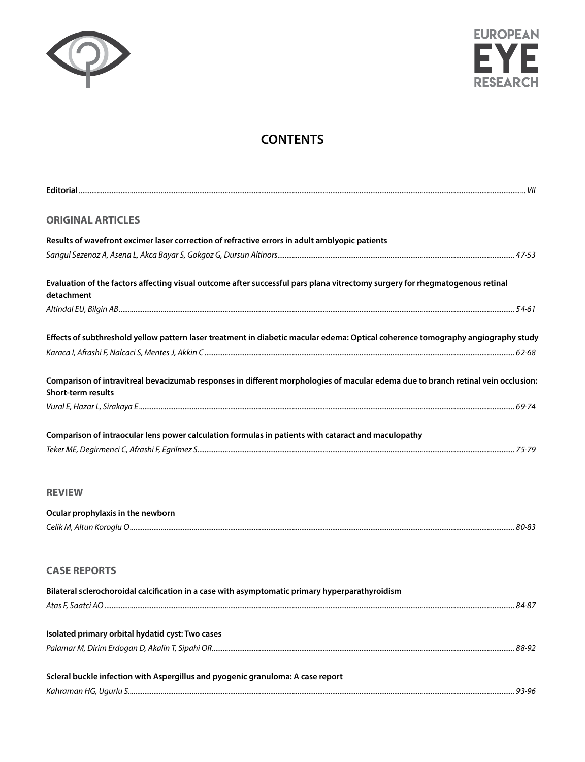# CONTENTS

**Editorial** ........ *VII*

## ORIGINAL ARTICLES

**Results of wavefront excimer laser correction of refractive errors in adult amblyopic patients**

*Sarigul Sezenoz A, Asena L, Akca Bayar S, Gokgoz G, Dursun Altinors* ........ *47-53*

**Evaluation of the factors affecting visual outcome after successful pars plana vitrectomy surgery for rhegmatogenous retinal detachment**

*Altindal EU, Bilgin AB* ........ *54-61*

**Effects of subthreshold yellow pattern laser treatment in diabetic macular edema: Optical coherence tomography angiography study**

*Karaca I, Afrashi F, Nalcaci S, Mentes J, Akkin C* ........ *62-68*

**Comparison of intravitreal bevacizumab responses in different morphologies of macular edema due to branch retinal vein occlusion: Short-term results**

*Vural E, Hazar L, Sirakaya E* ........ *69-74*

**Comparison of intraocular lens power calculation formulas in patients with cataract and maculopathy**

*Teker ME, Degirmenci C, Afrashi F, Egrilmez S* ........ *75-79*

## REVIEW

**Ocular prophylaxis in the newborn**

*Celik M, Altun Koroglu O* ........ *80-83*

## CASE REPORTS

**Bilateral sclerochoroidal calcification in a case with asymptomatic primary hyperparathyroidism**

*Atas F, Saatci AO* ........ *84-87*

**Isolated primary orbital hydatid cyst: Two cases**

*Palamar M, Dirim Erdogan D, Akalin T, Sipahi OR* ........ *88-92*

**Scleral buckle infection with Aspergillus and pyogenic granuloma: A case report**

*Kahraman HG, Ugurlu S* ........ *93-96*